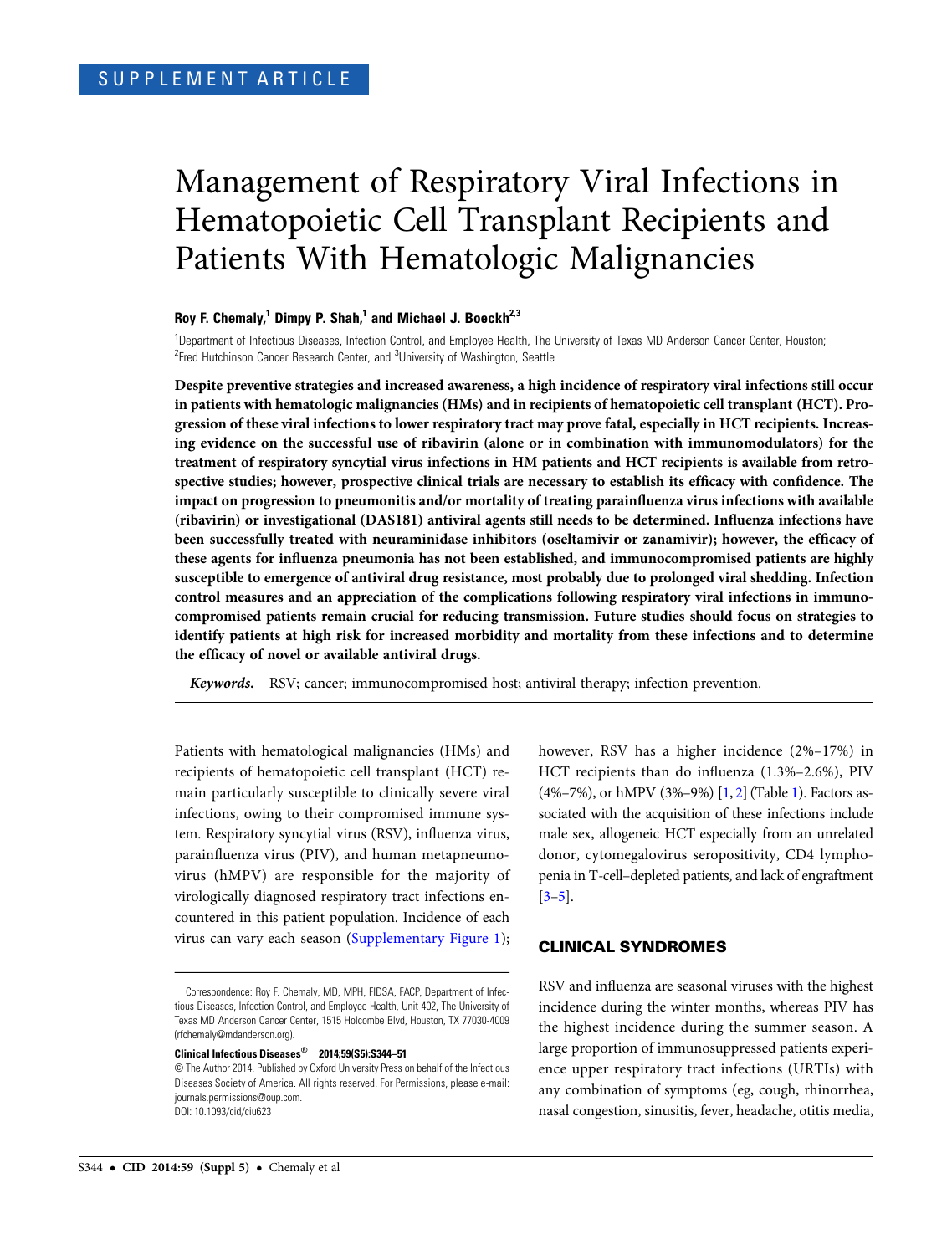SUPPLEMENT ARTICLE

# Management of Respiratory Viral Infections in Hematopoietic Cell Transplant Recipients and Patients With Hematologic Malignancies

**Roy F. Chemaly,[1] Dimpy P. Shah,[1] and Michael J. Boeckh[2,3]**

[1]Department of Infectious Diseases, Infection Control, and Employee Health, The University of Texas MD Anderson Cancer Center, Houston; [2]Fred Hutchinson Cancer Research Center, and [3]University of Washington, Seattle

**Despite preventive strategies and increased awareness, a high incidence of respiratory viral infections still occur in patients with hematologic malignancies (HMs) and in recipients of hematopoietic cell transplant (HCT). Progression of these viral infections to lower respiratory tract may prove fatal, especially in HCT recipients. Increasing evidence on the successful use of ribavirin (alone or in combination with immunomodulators) for the treatment of respiratory syncytial virus infections in HM patients and HCT recipients is available from retrospective studies; however, prospective clinical trials are necessary to establish its efficacy with confidence. The impact on progression to pneumonitis and/or mortality of treating parainfluenza virus infections with available (ribavirin) or investigational (DAS181) antiviral agents still needs to be determined. Influenza infections have been successfully treated with neuraminidase inhibitors (oseltamivir or zanamivir); however, the efficacy of these agents for influenza pneumonia has not been established, and immunocompromised patients are highly susceptible to emergence of antiviral drug resistance, most probably due to prolonged viral shedding. Infection control measures and an appreciation of the complications following respiratory viral infections in immunocompromised patients remain crucial for reducing transmission. Future studies should focus on strategies to identify patients at high risk for increased morbidity and mortality from these infections and to determine the efficacy of novel or available antiviral drugs.**

***Keywords.*** RSV; cancer; immunocompromised host; antiviral therapy; infection prevention.

Patients with hematological malignancies (HMs) and recipients of hematopoietic cell transplant (HCT) remain particularly susceptible to clinically severe viral infections, owing to their compromised immune system. Respiratory syncytial virus (RSV), influenza virus, parainfluenza virus (PIV), and human metapneumovirus (hMPV) are responsible for the majority of virologically diagnosed respiratory tract infections encountered in this patient population. Incidence of each virus can vary each season (Supplementary Figure 1); however, RSV has a higher incidence (2%–17%) in HCT recipients than do influenza (1.3%–2.6%), PIV (4%–7%), or hMPV (3%–9%) [1, 2] (Table 1). Factors associated with the acquisition of these infections include male sex, allogeneic HCT especially from an unrelated donor, cytomegalovirus seropositivity, CD4 lymphopenia in T-cell–depleted patients, and lack of engraftment [3–5].

## CLINICAL SYNDROMES

RSV and influenza are seasonal viruses with the highest incidence during the winter months, whereas PIV has the highest incidence during the summer season. A large proportion of immunosuppressed patients experience upper respiratory tract infections (URTIs) with any combination of symptoms (eg, cough, rhinorrhea, nasal congestion, sinusitis, fever, headache, otitis media,

Correspondence: Roy F. Chemaly, MD, MPH, FIDSA, FACP, Department of Infectious Diseases, Infection Control, and Employee Health, Unit 402, The University of Texas MD Anderson Cancer Center, 1515 Holcombe Blvd, Houston, TX 77030-4009 (rfchemaly@mdanderson.org).

**Clinical Infectious Diseases® 2014;59(S5):S344–51**

© The Author 2014. Published by Oxford University Press on behalf of the Infectious Diseases Society of America. All rights reserved. For Permissions, please e-mail: journals.permissions@oup.com.
DOI: 10.1093/cid/ciu623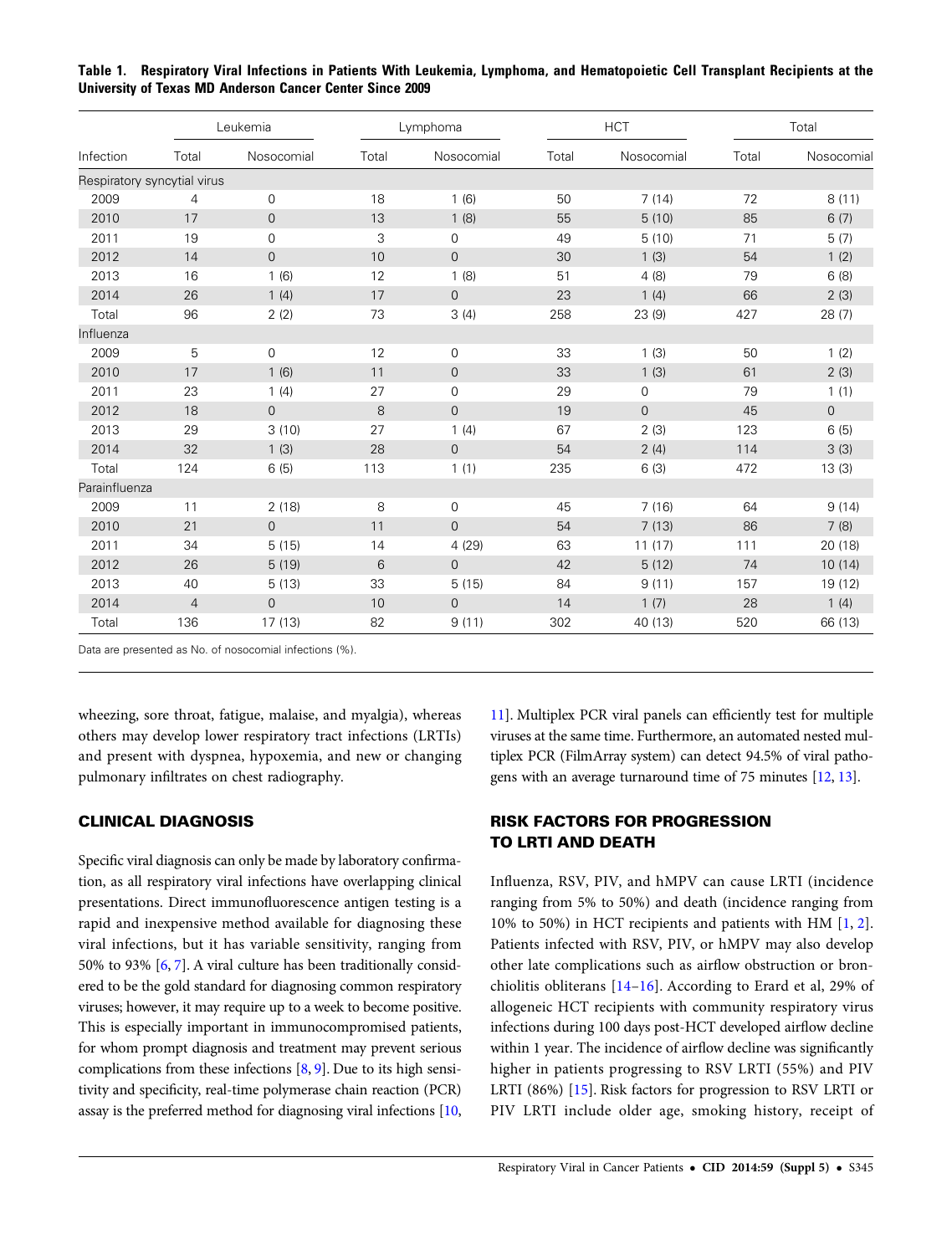**Table 1. Respiratory Viral Infections in Patients With Leukemia, Lymphoma, and Hematopoietic Cell Transplant Recipients at the University of Texas MD Anderson Cancer Center Since 2009**

| | Leukemia | | Lymphoma | | HCT | | Total | |
|---|---|---|---|---|---|---|---|---|
| Infection | Total | Nosocomial | Total | Nosocomial | Total | Nosocomial | Total | Nosocomial |
| Respiratory syncytial virus | | | | | | | | |
| 2009 | 4 | 0 | 18 | 1 (6) | 50 | 7 (14) | 72 | 8 (11) |
| 2010 | 17 | 0 | 13 | 1 (8) | 55 | 5 (10) | 85 | 6 (7) |
| 2011 | 19 | 0 | 3 | 0 | 49 | 5 (10) | 71 | 5 (7) |
| 2012 | 14 | 0 | 10 | 0 | 30 | 1 (3) | 54 | 1 (2) |
| 2013 | 16 | 1 (6) | 12 | 1 (8) | 51 | 4 (8) | 79 | 6 (8) |
| 2014 | 26 | 1 (4) | 17 | 0 | 23 | 1 (4) | 66 | 2 (3) |
| Total | 96 | 2 (2) | 73 | 3 (4) | 258 | 23 (9) | 427 | 28 (7) |
| Influenza | | | | | | | | |
| 2009 | 5 | 0 | 12 | 0 | 33 | 1 (3) | 50 | 1 (2) |
| 2010 | 17 | 1 (6) | 11 | 0 | 33 | 1 (3) | 61 | 2 (3) |
| 2011 | 23 | 1 (4) | 27 | 0 | 29 | 0 | 79 | 1 (1) |
| 2012 | 18 | 0 | 8 | 0 | 19 | 0 | 45 | 0 |
| 2013 | 29 | 3 (10) | 27 | 1 (4) | 67 | 2 (3) | 123 | 6 (5) |
| 2014 | 32 | 1 (3) | 28 | 0 | 54 | 2 (4) | 114 | 3 (3) |
| Total | 124 | 6 (5) | 113 | 1 (1) | 235 | 6 (3) | 472 | 13 (3) |
| Parainfluenza | | | | | | | | |
| 2009 | 11 | 2 (18) | 8 | 0 | 45 | 7 (16) | 64 | 9 (14) |
| 2010 | 21 | 0 | 11 | 0 | 54 | 7 (13) | 86 | 7 (8) |
| 2011 | 34 | 5 (15) | 14 | 4 (29) | 63 | 11 (17) | 111 | 20 (18) |
| 2012 | 26 | 5 (19) | 6 | 0 | 42 | 5 (12) | 74 | 10 (14) |
| 2013 | 40 | 5 (13) | 33 | 5 (15) | 84 | 9 (11) | 157 | 19 (12) |
| 2014 | 4 | 0 | 10 | 0 | 14 | 1 (7) | 28 | 1 (4) |
| Total | 136 | 17 (13) | 82 | 9 (11) | 302 | 40 (13) | 520 | 66 (13) |

Data are presented as No. of nosocomial infections (%).

wheezing, sore throat, fatigue, malaise, and myalgia), whereas others may develop lower respiratory tract infections (LRTIs) and present with dyspnea, hypoxemia, and new or changing pulmonary infiltrates on chest radiography.

## CLINICAL DIAGNOSIS

Specific viral diagnosis can only be made by laboratory confirmation, as all respiratory viral infections have overlapping clinical presentations. Direct immunofluorescence antigen testing is a rapid and inexpensive method available for diagnosing these viral infections, but it has variable sensitivity, ranging from 50% to 93% [6, 7]. A viral culture has been traditionally considered to be the gold standard for diagnosing common respiratory viruses; however, it may require up to a week to become positive. This is especially important in immunocompromised patients, for whom prompt diagnosis and treatment may prevent serious complications from these infections [8, 9]. Due to its high sensitivity and specificity, real-time polymerase chain reaction (PCR) assay is the preferred method for diagnosing viral infections [10, 11]. Multiplex PCR viral panels can efficiently test for multiple viruses at the same time. Furthermore, an automated nested multiplex PCR (FilmArray system) can detect 94.5% of viral pathogens with an average turnaround time of 75 minutes [12, 13].

## RISK FACTORS FOR PROGRESSION TO LRTI AND DEATH

Influenza, RSV, PIV, and hMPV can cause LRTI (incidence ranging from 5% to 50%) and death (incidence ranging from 10% to 50%) in HCT recipients and patients with HM [1, 2]. Patients infected with RSV, PIV, or hMPV may also develop other late complications such as airflow obstruction or bronchiolitis obliterans [14–16]. According to Erard et al, 29% of allogeneic HCT recipients with community respiratory virus infections during 100 days post-HCT developed airflow decline within 1 year. The incidence of airflow decline was significantly higher in patients progressing to RSV LRTI (55%) and PIV LRTI (86%) [15]. Risk factors for progression to RSV LRTI or PIV LRTI include older age, smoking history, receipt of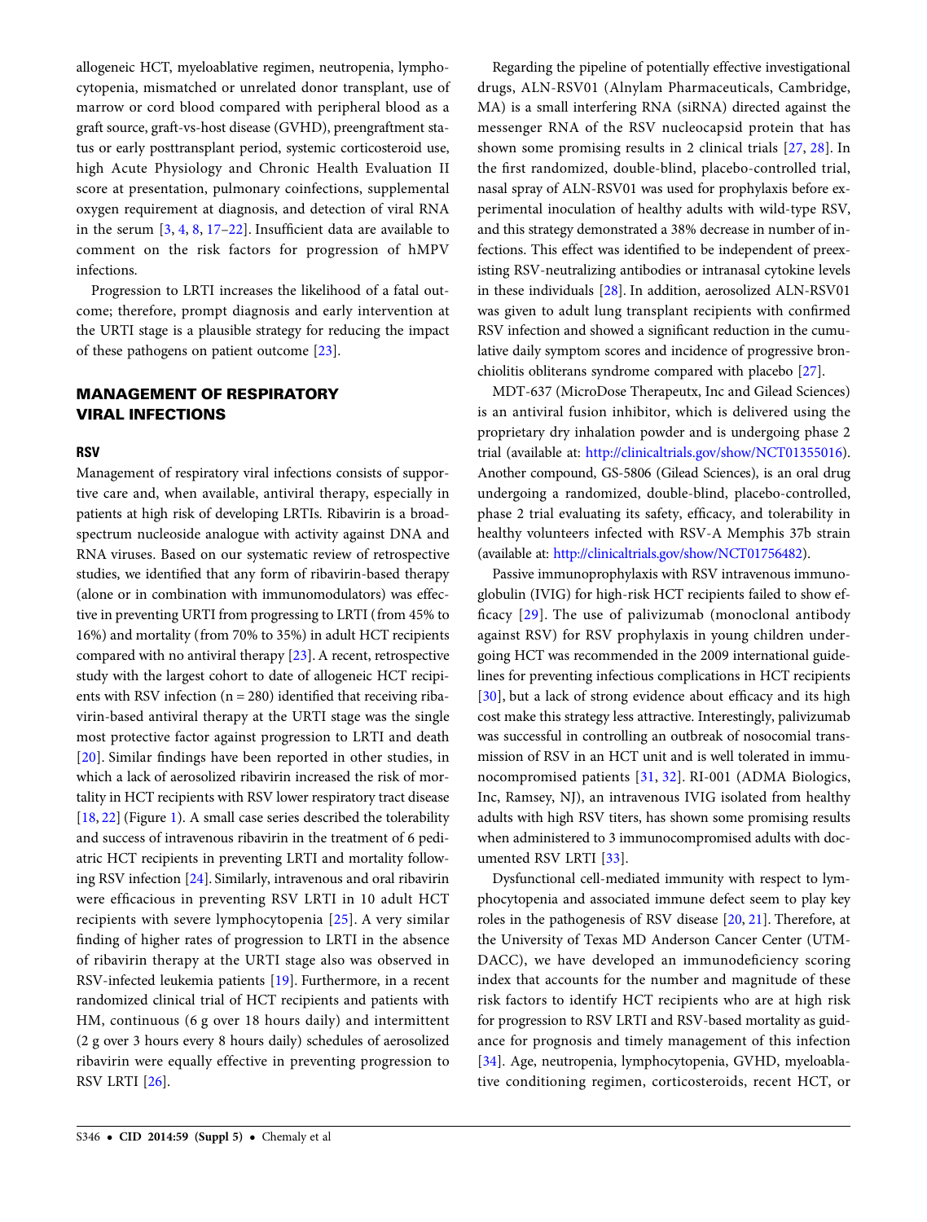allogeneic HCT, myeloablative regimen, neutropenia, lymphocytopenia, mismatched or unrelated donor transplant, use of marrow or cord blood compared with peripheral blood as a graft source, graft-vs-host disease (GVHD), preengraftment status or early posttransplant period, systemic corticosteroid use, high Acute Physiology and Chronic Health Evaluation II score at presentation, pulmonary coinfections, supplemental oxygen requirement at diagnosis, and detection of viral RNA in the serum [3, 4, 8, 17–22]. Insufficient data are available to comment on the risk factors for progression of hMPV infections.

Progression to LRTI increases the likelihood of a fatal outcome; therefore, prompt diagnosis and early intervention at the URTI stage is a plausible strategy for reducing the impact of these pathogens on patient outcome [23].

## MANAGEMENT OF RESPIRATORY VIRAL INFECTIONS

### RSV

Management of respiratory viral infections consists of supportive care and, when available, antiviral therapy, especially in patients at high risk of developing LRTIs. Ribavirin is a broad-spectrum nucleoside analogue with activity against DNA and RNA viruses. Based on our systematic review of retrospective studies, we identified that any form of ribavirin-based therapy (alone or in combination with immunomodulators) was effective in preventing URTI from progressing to LRTI (from 45% to 16%) and mortality (from 70% to 35%) in adult HCT recipients compared with no antiviral therapy [23]. A recent, retrospective study with the largest cohort to date of allogeneic HCT recipients with RSV infection (n = 280) identified that receiving ribavirin-based antiviral therapy at the URTI stage was the single most protective factor against progression to LRTI and death [20]. Similar findings have been reported in other studies, in which a lack of aerosolized ribavirin increased the risk of mortality in HCT recipients with RSV lower respiratory tract disease [18, 22] (Figure 1). A small case series described the tolerability and success of intravenous ribavirin in the treatment of 6 pediatric HCT recipients in preventing LRTI and mortality following RSV infection [24]. Similarly, intravenous and oral ribavirin were efficacious in preventing RSV LRTI in 10 adult HCT recipients with severe lymphocytopenia [25]. A very similar finding of higher rates of progression to LRTI in the absence of ribavirin therapy at the URTI stage also was observed in RSV-infected leukemia patients [19]. Furthermore, in a recent randomized clinical trial of HCT recipients and patients with HM, continuous (6 g over 18 hours daily) and intermittent (2 g over 3 hours every 8 hours daily) schedules of aerosolized ribavirin were equally effective in preventing progression to RSV LRTI [26].

Regarding the pipeline of potentially effective investigational drugs, ALN-RSV01 (Alnylam Pharmaceuticals, Cambridge, MA) is a small interfering RNA (siRNA) directed against the messenger RNA of the RSV nucleocapsid protein that has shown some promising results in 2 clinical trials [27, 28]. In the first randomized, double-blind, placebo-controlled trial, nasal spray of ALN-RSV01 was used for prophylaxis before experimental inoculation of healthy adults with wild-type RSV, and this strategy demonstrated a 38% decrease in number of infections. This effect was identified to be independent of preexisting RSV-neutralizing antibodies or intranasal cytokine levels in these individuals [28]. In addition, aerosolized ALN-RSV01 was given to adult lung transplant recipients with confirmed RSV infection and showed a significant reduction in the cumulative daily symptom scores and incidence of progressive bronchiolitis obliterans syndrome compared with placebo [27].

MDT-637 (MicroDose Therapeutx, Inc and Gilead Sciences) is an antiviral fusion inhibitor, which is delivered using the proprietary dry inhalation powder and is undergoing phase 2 trial (available at: http://clinicaltrials.gov/show/NCT01355016). Another compound, GS-5806 (Gilead Sciences), is an oral drug undergoing a randomized, double-blind, placebo-controlled, phase 2 trial evaluating its safety, efficacy, and tolerability in healthy volunteers infected with RSV-A Memphis 37b strain (available at: http://clinicaltrials.gov/show/NCT01756482).

Passive immunoprophylaxis with RSV intravenous immunoglobulin (IVIG) for high-risk HCT recipients failed to show efficacy [29]. The use of palivizumab (monoclonal antibody against RSV) for RSV prophylaxis in young children undergoing HCT was recommended in the 2009 international guidelines for preventing infectious complications in HCT recipients [30], but a lack of strong evidence about efficacy and its high cost make this strategy less attractive. Interestingly, palivizumab was successful in controlling an outbreak of nosocomial transmission of RSV in an HCT unit and is well tolerated in immunocompromised patients [31, 32]. RI-001 (ADMA Biologics, Inc, Ramsey, NJ), an intravenous IVIG isolated from healthy adults with high RSV titers, has shown some promising results when administered to 3 immunocompromised adults with documented RSV LRTI [33].

Dysfunctional cell-mediated immunity with respect to lymphocytopenia and associated immune defect seem to play key roles in the pathogenesis of RSV disease [20, 21]. Therefore, at the University of Texas MD Anderson Cancer Center (UTMDACC), we have developed an immunodeficiency scoring index that accounts for the number and magnitude of these risk factors to identify HCT recipients who are at high risk for progression to RSV LRTI and RSV-based mortality as guidance for prognosis and timely management of this infection [34]. Age, neutropenia, lymphocytopenia, GVHD, myeloablative conditioning regimen, corticosteroids, recent HCT, or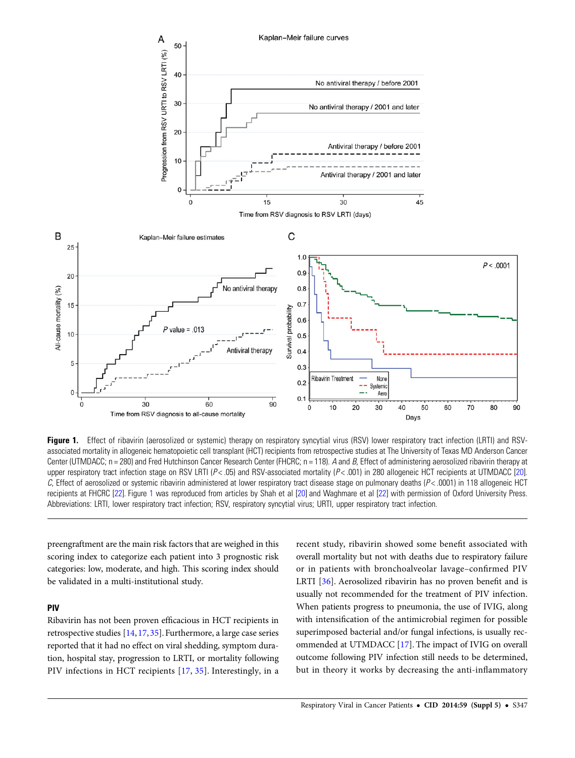**Figure 1.** Effect of ribavirin (aerosolized or systemic) therapy on respiratory syncytial virus (RSV) lower respiratory tract infection (LRTI) and RSV-associated mortality in allogeneic hematopoietic cell transplant (HCT) recipients from retrospective studies at The University of Texas MD Anderson Cancer Center (UTMDACC; n = 280) and Fred Hutchinson Cancer Research Center (FHCRC; n = 118). *A* and *B*, Effect of administering aerosolized ribavirin therapy at upper respiratory tract infection stage on RSV LRTI ($P < .05$) and RSV-associated mortality ($P < .001$) in 280 allogeneic HCT recipients at UTMDACC [20]. *C*, Effect of aerosolized or systemic ribavirin administered at lower respiratory tract disease stage on pulmonary deaths ($P < .0001$) in 118 allogeneic HCT recipients at FHCRC [22]. Figure 1 was reproduced from articles by Shah et al [20] and Waghmare et al [22] with permission of Oxford University Press. Abbreviations: LRTI, lower respiratory tract infection; RSV, respiratory syncytial virus; URTI, upper respiratory tract infection.

preengraftment are the main risk factors that are weighed in this scoring index to categorize each patient into 3 prognostic risk categories: low, moderate, and high. This scoring index should be validated in a multi-institutional study.

## PIV

Ribavirin has not been proven efficacious in HCT recipients in retrospective studies [14, 17, 35]. Furthermore, a large case series reported that it had no effect on viral shedding, symptom duration, hospital stay, progression to LRTI, or mortality following PIV infections in HCT recipients [17, 35]. Interestingly, in a recent study, ribavirin showed some benefit associated with overall mortality but not with deaths due to respiratory failure or in patients with bronchoalveolar lavage–confirmed PIV LRTI [36]. Aerosolized ribavirin has no proven benefit and is usually not recommended for the treatment of PIV infection. When patients progress to pneumonia, the use of IVIG, along with intensification of the antimicrobial regimen for possible superimposed bacterial and/or fungal infections, is usually recommended at UTMDACC [17]. The impact of IVIG on overall outcome following PIV infection still needs to be determined, but in theory it works by decreasing the anti-inflammatory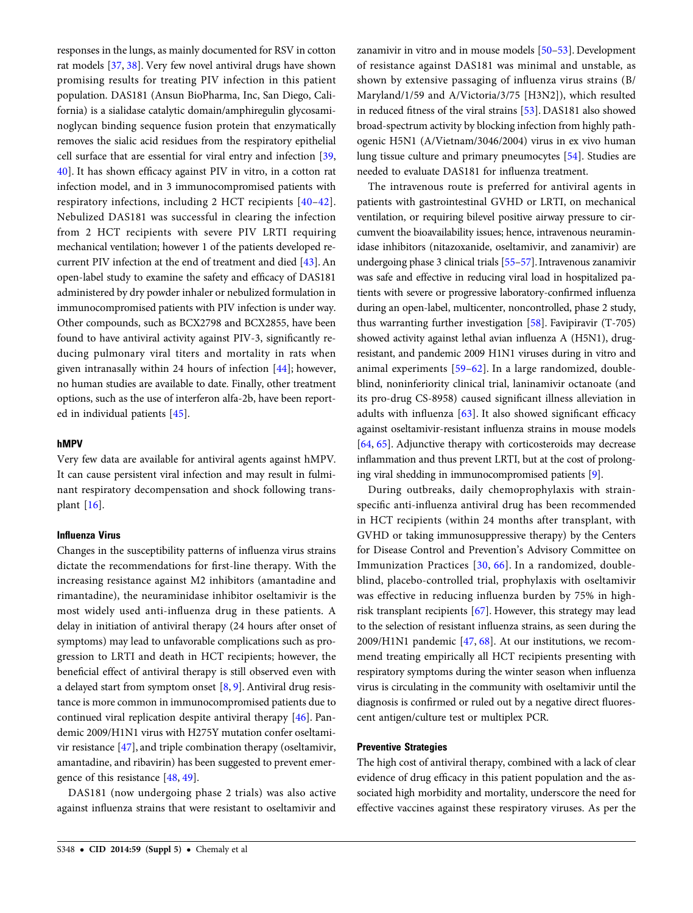responses in the lungs, as mainly documented for RSV in cotton rat models [37, 38]. Very few novel antiviral drugs have shown promising results for treating PIV infection in this patient population. DAS181 (Ansun BioPharma, Inc, San Diego, California) is a sialidase catalytic domain/amphiregulin glycosaminoglycan binding sequence fusion protein that enzymatically removes the sialic acid residues from the respiratory epithelial cell surface that are essential for viral entry and infection [39, 40]. It has shown efficacy against PIV in vitro, in a cotton rat infection model, and in 3 immunocompromised patients with respiratory infections, including 2 HCT recipients [40–42]. Nebulized DAS181 was successful in clearing the infection from 2 HCT recipients with severe PIV LRTI requiring mechanical ventilation; however 1 of the patients developed recurrent PIV infection at the end of treatment and died [43]. An open-label study to examine the safety and efficacy of DAS181 administered by dry powder inhaler or nebulized formulation in immunocompromised patients with PIV infection is under way. Other compounds, such as BCX2798 and BCX2855, have been found to have antiviral activity against PIV-3, significantly reducing pulmonary viral titers and mortality in rats when given intranasally within 24 hours of infection [44]; however, no human studies are available to date. Finally, other treatment options, such as the use of interferon alfa-2b, have been reported in individual patients [45].

#### hMPV

Very few data are available for antiviral agents against hMPV. It can cause persistent viral infection and may result in fulminant respiratory decompensation and shock following transplant [16].

#### Influenza Virus

Changes in the susceptibility patterns of influenza virus strains dictate the recommendations for first-line therapy. With the increasing resistance against M2 inhibitors (amantadine and rimantadine), the neuraminidase inhibitor oseltamivir is the most widely used anti-influenza drug in these patients. A delay in initiation of antiviral therapy (24 hours after onset of symptoms) may lead to unfavorable complications such as progression to LRTI and death in HCT recipients; however, the beneficial effect of antiviral therapy is still observed even with a delayed start from symptom onset [8, 9]. Antiviral drug resistance is more common in immunocompromised patients due to continued viral replication despite antiviral therapy [46]. Pandemic 2009/H1N1 virus with H275Y mutation confer oseltamivir resistance [47], and triple combination therapy (oseltamivir, amantadine, and ribavirin) has been suggested to prevent emergence of this resistance [48, 49].

DAS181 (now undergoing phase 2 trials) was also active against influenza strains that were resistant to oseltamivir and zanamivir in vitro and in mouse models [50–53]. Development of resistance against DAS181 was minimal and unstable, as shown by extensive passaging of influenza virus strains (B/Maryland/1/59 and A/Victoria/3/75 [H3N2]), which resulted in reduced fitness of the viral strains [53]. DAS181 also showed broad-spectrum activity by blocking infection from highly pathogenic H5N1 (A/Vietnam/3046/2004) virus in ex vivo human lung tissue culture and primary pneumocytes [54]. Studies are needed to evaluate DAS181 for influenza treatment.

The intravenous route is preferred for antiviral agents in patients with gastrointestinal GVHD or LRTI, on mechanical ventilation, or requiring bilevel positive airway pressure to circumvent the bioavailability issues; hence, intravenous neuraminidase inhibitors (nitazoxanide, oseltamivir, and zanamivir) are undergoing phase 3 clinical trials [55–57]. Intravenous zanamivir was safe and effective in reducing viral load in hospitalized patients with severe or progressive laboratory-confirmed influenza during an open-label, multicenter, noncontrolled, phase 2 study, thus warranting further investigation [58]. Favipiravir (T-705) showed activity against lethal avian influenza A (H5N1), drug-resistant, and pandemic 2009 H1N1 viruses during in vitro and animal experiments [59–62]. In a large randomized, double-blind, noninferiority clinical trial, laninamivir octanoate (and its pro-drug CS-8958) caused significant illness alleviation in adults with influenza [63]. It also showed significant efficacy against oseltamivir-resistant influenza strains in mouse models [64, 65]. Adjunctive therapy with corticosteroids may decrease inflammation and thus prevent LRTI, but at the cost of prolonging viral shedding in immunocompromised patients [9].

During outbreaks, daily chemoprophylaxis with strain-specific anti-influenza antiviral drug has been recommended in HCT recipients (within 24 months after transplant, with GVHD or taking immunosuppressive therapy) by the Centers for Disease Control and Prevention's Advisory Committee on Immunization Practices [30, 66]. In a randomized, double-blind, placebo-controlled trial, prophylaxis with oseltamivir was effective in reducing influenza burden by 75% in high-risk transplant recipients [67]. However, this strategy may lead to the selection of resistant influenza strains, as seen during the 2009/H1N1 pandemic [47, 68]. At our institutions, we recommend treating empirically all HCT recipients presenting with respiratory symptoms during the winter season when influenza virus is circulating in the community with oseltamivir until the diagnosis is confirmed or ruled out by a negative direct fluorescent antigen/culture test or multiplex PCR.

### Preventive Strategies

The high cost of antiviral therapy, combined with a lack of clear evidence of drug efficacy in this patient population and the associated high morbidity and mortality, underscore the need for effective vaccines against these respiratory viruses. As per the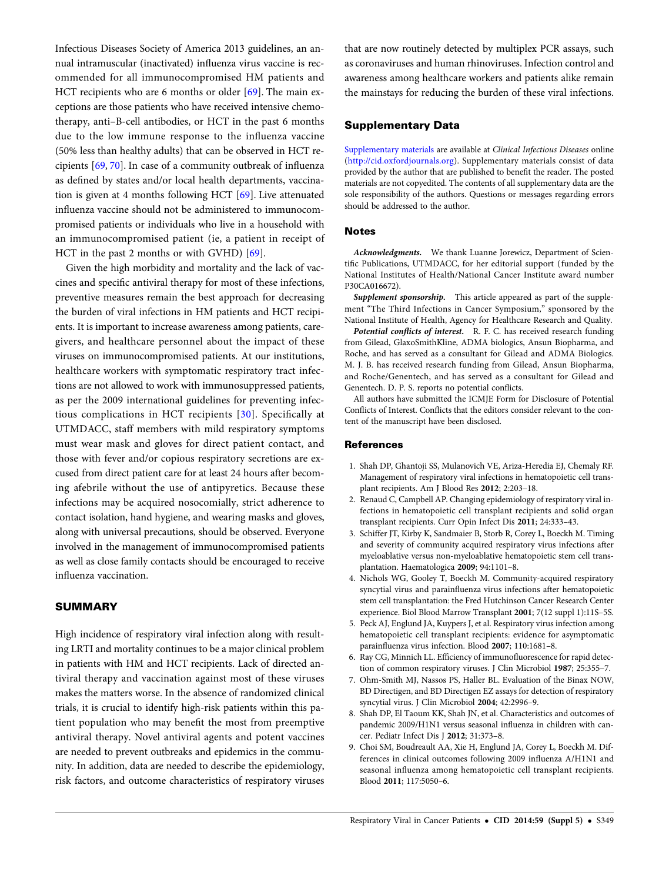Infectious Diseases Society of America 2013 guidelines, an annual intramuscular (inactivated) influenza virus vaccine is recommended for all immunocompromised HM patients and HCT recipients who are 6 months or older [69]. The main exceptions are those patients who have received intensive chemotherapy, anti–B-cell antibodies, or HCT in the past 6 months due to the low immune response to the influenza vaccine (50% less than healthy adults) that can be observed in HCT recipients [69, 70]. In case of a community outbreak of influenza as defined by states and/or local health departments, vaccination is given at 4 months following HCT [69]. Live attenuated influenza vaccine should not be administered to immunocompromised patients or individuals who live in a household with an immunocompromised patient (ie, a patient in receipt of HCT in the past 2 months or with GVHD) [69].

Given the high morbidity and mortality and the lack of vaccines and specific antiviral therapy for most of these infections, preventive measures remain the best approach for decreasing the burden of viral infections in HM patients and HCT recipients. It is important to increase awareness among patients, caregivers, and healthcare personnel about the impact of these viruses on immunocompromised patients. At our institutions, healthcare workers with symptomatic respiratory tract infections are not allowed to work with immunosuppressed patients, as per the 2009 international guidelines for preventing infectious complications in HCT recipients [30]. Specifically at UTMDACC, staff members with mild respiratory symptoms must wear mask and gloves for direct patient contact, and those with fever and/or copious respiratory secretions are excused from direct patient care for at least 24 hours after becoming afebrile without the use of antipyretics. Because these infections may be acquired nosocomially, strict adherence to contact isolation, hand hygiene, and wearing masks and gloves, along with universal precautions, should be observed. Everyone involved in the management of immunocompromised patients as well as close family contacts should be encouraged to receive influenza vaccination.

## SUMMARY

High incidence of respiratory viral infection along with resulting LRTI and mortality continues to be a major clinical problem in patients with HM and HCT recipients. Lack of directed antiviral therapy and vaccination against most of these viruses makes the matters worse. In the absence of randomized clinical trials, it is crucial to identify high-risk patients within this patient population who may benefit the most from preemptive antiviral therapy. Novel antiviral agents and potent vaccines are needed to prevent outbreaks and epidemics in the community. In addition, data are needed to describe the epidemiology, risk factors, and outcome characteristics of respiratory viruses that are now routinely detected by multiplex PCR assays, such as coronaviruses and human rhinoviruses. Infection control and awareness among healthcare workers and patients alike remain the mainstays for reducing the burden of these viral infections.

## Supplementary Data

Supplementary materials are available at *Clinical Infectious Diseases* online (http://cid.oxfordjournals.org). Supplementary materials consist of data provided by the author that are published to benefit the reader. The posted materials are not copyedited. The contents of all supplementary data are the sole responsibility of the authors. Questions or messages regarding errors should be addressed to the author.

## Notes

***Acknowledgments.*** We thank Luanne Jorewicz, Department of Scientific Publications, UTMDACC, for her editorial support (funded by the National Institutes of Health/National Cancer Institute award number P30CA016672).

***Supplement sponsorship.*** This article appeared as part of the supplement "The Third Infections in Cancer Symposium," sponsored by the National Institute of Health, Agency for Healthcare Research and Quality.

***Potential conflicts of interest.*** R. F. C. has received research funding from Gilead, GlaxoSmithKline, ADMA biologics, Ansun Biopharma, and Roche, and has served as a consultant for Gilead and ADMA Biologics. M. J. B. has received research funding from Gilead, Ansun Biopharma, and Roche/Genentech, and has served as a consultant for Gilead and Genentech. D. P. S. reports no potential conflicts.

All authors have submitted the ICMJE Form for Disclosure of Potential Conflicts of Interest. Conflicts that the editors consider relevant to the content of the manuscript have been disclosed.

## References

1. Shah DP, Ghantoji SS, Mulanovich VE, Ariza-Heredia EJ, Chemaly RF. Management of respiratory viral infections in hematopoietic cell transplant recipients. Am J Blood Res **2012**; 2:203–18.
2. Renaud C, Campbell AP. Changing epidemiology of respiratory viral infections in hematopoietic cell transplant recipients and solid organ transplant recipients. Curr Opin Infect Dis **2011**; 24:333–43.
3. Schiffer JT, Kirby K, Sandmaier B, Storb R, Corey L, Boeckh M. Timing and severity of community acquired respiratory virus infections after myeloablative versus non-myeloablative hematopoietic stem cell transplantation. Haematologica **2009**; 94:1101–8.
4. Nichols WG, Gooley T, Boeckh M. Community-acquired respiratory syncytial virus and parainfluenza virus infections after hematopoietic stem cell transplantation: the Fred Hutchinson Cancer Research Center experience. Biol Blood Marrow Transplant **2001**; 7(12 suppl 1):11S–5S.
5. Peck AJ, Englund JA, Kuypers J, et al. Respiratory virus infection among hematopoietic cell transplant recipients: evidence for asymptomatic parainfluenza virus infection. Blood **2007**; 110:1681–8.
6. Ray CG, Minnich LL. Efficiency of immunofluorescence for rapid detection of common respiratory viruses. J Clin Microbiol **1987**; 25:355–7.
7. Ohm-Smith MJ, Nassos PS, Haller BL. Evaluation of the Binax NOW, BD Directigen, and BD Directigen EZ assays for detection of respiratory syncytial virus. J Clin Microbiol **2004**; 42:2996–9.
8. Shah DP, El Taoum KK, Shah JN, et al. Characteristics and outcomes of pandemic 2009/H1N1 versus seasonal influenza in children with cancer. Pediatr Infect Dis J **2012**; 31:373–8.
9. Choi SM, Boudreault AA, Xie H, Englund JA, Corey L, Boeckh M. Differences in clinical outcomes following 2009 influenza A/H1N1 and seasonal influenza among hematopoietic cell transplant recipients. Blood **2011**; 117:5050–6.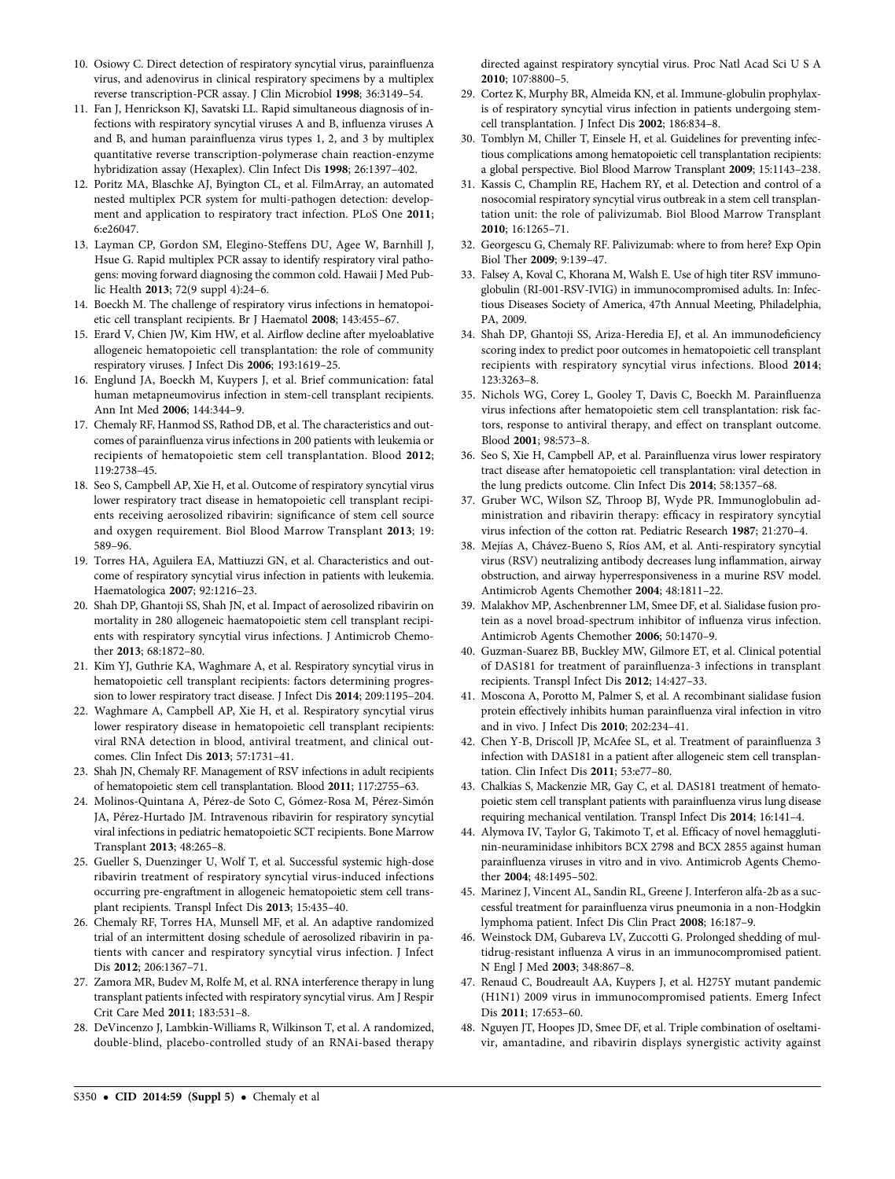10. Osiowy C. Direct detection of respiratory syncytial virus, parainfluenza virus, and adenovirus in clinical respiratory specimens by a multiplex reverse transcription-PCR assay. J Clin Microbiol **1998**; 36:3149–54.
11. Fan J, Henrickson KJ, Savatski LL. Rapid simultaneous diagnosis of infections with respiratory syncytial viruses A and B, influenza viruses A and B, and human parainfluenza virus types 1, 2, and 3 by multiplex quantitative reverse transcription-polymerase chain reaction-enzyme hybridization assay (Hexaplex). Clin Infect Dis **1998**; 26:1397–402.
12. Poritz MA, Blaschke AJ, Byington CL, et al. FilmArray, an automated nested multiplex PCR system for multi-pathogen detection: development and application to respiratory tract infection. PLoS One **2011**; 6:e26047.
13. Layman CP, Gordon SM, Elegino-Steffens DU, Agee W, Barnhill J, Hsue G. Rapid multiplex PCR assay to identify respiratory viral pathogens: moving forward diagnosing the common cold. Hawaii J Med Public Health **2013**; 72(9 suppl 4):24–6.
14. Boeckh M. The challenge of respiratory virus infections in hematopoietic cell transplant recipients. Br J Haematol **2008**; 143:455–67.
15. Erard V, Chien JW, Kim HW, et al. Airflow decline after myeloablative allogeneic hematopoietic cell transplantation: the role of community respiratory viruses. J Infect Dis **2006**; 193:1619–25.
16. Englund JA, Boeckh M, Kuypers J, et al. Brief communication: fatal human metapneumovirus infection in stem-cell transplant recipients. Ann Int Med **2006**; 144:344–9.
17. Chemaly RF, Hanmod SS, Rathod DB, et al. The characteristics and outcomes of parainfluenza virus infections in 200 patients with leukemia or recipients of hematopoietic stem cell transplantation. Blood **2012**; 119:2738–45.
18. Seo S, Campbell AP, Xie H, et al. Outcome of respiratory syncytial virus lower respiratory tract disease in hematopoietic cell transplant recipients receiving aerosolized ribavirin: significance of stem cell source and oxygen requirement. Biol Blood Marrow Transplant **2013**; 19: 589–96.
19. Torres HA, Aguilera EA, Mattiuzzi GN, et al. Characteristics and outcome of respiratory syncytial virus infection in patients with leukemia. Haematologica **2007**; 92:1216–23.
20. Shah DP, Ghantoji SS, Shah JN, et al. Impact of aerosolized ribavirin on mortality in 280 allogeneic haematopoietic stem cell transplant recipients with respiratory syncytial virus infections. J Antimicrob Chemother **2013**; 68:1872–80.
21. Kim YJ, Guthrie KA, Waghmare A, et al. Respiratory syncytial virus in hematopoietic cell transplant recipients: factors determining progression to lower respiratory tract disease. J Infect Dis **2014**; 209:1195–204.
22. Waghmare A, Campbell AP, Xie H, et al. Respiratory syncytial virus lower respiratory disease in hematopoietic cell transplant recipients: viral RNA detection in blood, antiviral treatment, and clinical outcomes. Clin Infect Dis **2013**; 57:1731–41.
23. Shah JN, Chemaly RF. Management of RSV infections in adult recipients of hematopoietic stem cell transplantation. Blood **2011**; 117:2755–63.
24. Molinos-Quintana A, Pérez-de Soto C, Gómez-Rosa M, Pérez-Simón JA, Pérez-Hurtado JM. Intravenous ribavirin for respiratory syncytial viral infections in pediatric hematopoietic SCT recipients. Bone Marrow Transplant **2013**; 48:265–8.
25. Gueller S, Duenzinger U, Wolf T, et al. Successful systemic high-dose ribavirin treatment of respiratory syncytial virus-induced infections occurring pre-engraftment in allogeneic hematopoietic stem cell transplant recipients. Transpl Infect Dis **2013**; 15:435–40.
26. Chemaly RF, Torres HA, Munsell MF, et al. An adaptive randomized trial of an intermittent dosing schedule of aerosolized ribavirin in patients with cancer and respiratory syncytial virus infection. J Infect Dis **2012**; 206:1367–71.
27. Zamora MR, Budev M, Rolfe M, et al. RNA interference therapy in lung transplant patients infected with respiratory syncytial virus. Am J Respir Crit Care Med **2011**; 183:531–8.
28. DeVincenzo J, Lambkin-Williams R, Wilkinson T, et al. A randomized, double-blind, placebo-controlled study of an RNAi-based therapy directed against respiratory syncytial virus. Proc Natl Acad Sci U S A **2010**; 107:8800–5.
29. Cortez K, Murphy BR, Almeida KN, et al. Immune-globulin prophylaxis of respiratory syncytial virus infection in patients undergoing stem-cell transplantation. J Infect Dis **2002**; 186:834–8.
30. Tomblyn M, Chiller T, Einsele H, et al. Guidelines for preventing infectious complications among hematopoietic cell transplantation recipients: a global perspective. Biol Blood Marrow Transplant **2009**; 15:1143–238.
31. Kassis C, Champlin RE, Hachem RY, et al. Detection and control of a nosocomial respiratory syncytial virus outbreak in a stem cell transplantation unit: the role of palivizumab. Biol Blood Marrow Transplant **2010**; 16:1265–71.
32. Georgescu G, Chemaly RF. Palivizumab: where to from here? Exp Opin Biol Ther **2009**; 9:139–47.
33. Falsey A, Koval C, Khorana M, Walsh E. Use of high titer RSV immunoglobulin (RI-001-RSV-IVIG) in immunocompromised adults. In: Infectious Diseases Society of America, 47th Annual Meeting, Philadelphia, PA, 2009.
34. Shah DP, Ghantoji SS, Ariza-Heredia EJ, et al. An immunodeficiency scoring index to predict poor outcomes in hematopoietic cell transplant recipients with respiratory syncytial virus infections. Blood **2014**; 123:3263–8.
35. Nichols WG, Corey L, Gooley T, Davis C, Boeckh M. Parainfluenza virus infections after hematopoietic stem cell transplantation: risk factors, response to antiviral therapy, and effect on transplant outcome. Blood **2001**; 98:573–8.
36. Seo S, Xie H, Campbell AP, et al. Parainfluenza virus lower respiratory tract disease after hematopoietic cell transplantation: viral detection in the lung predicts outcome. Clin Infect Dis **2014**; 58:1357–68.
37. Gruber WC, Wilson SZ, Throop BJ, Wyde PR. Immunoglobulin administration and ribavirin therapy: efficacy in respiratory syncytial virus infection of the cotton rat. Pediatric Research **1987**; 21:270–4.
38. Mejías A, Chávez-Bueno S, Ríos AM, et al. Anti-respiratory syncytial virus (RSV) neutralizing antibody decreases lung inflammation, airway obstruction, and airway hyperresponsiveness in a murine RSV model. Antimicrob Agents Chemother **2004**; 48:1811–22.
39. Malakhov MP, Aschenbrenner LM, Smee DF, et al. Sialidase fusion protein as a novel broad-spectrum inhibitor of influenza virus infection. Antimicrob Agents Chemother **2006**; 50:1470–9.
40. Guzman-Suarez BB, Buckley MW, Gilmore ET, et al. Clinical potential of DAS181 for treatment of parainfluenza-3 infections in transplant recipients. Transpl Infect Dis **2012**; 14:427–33.
41. Moscona A, Porotto M, Palmer S, et al. A recombinant sialidase fusion protein effectively inhibits human parainfluenza viral infection in vitro and in vivo. J Infect Dis **2010**; 202:234–41.
42. Chen Y-B, Driscoll JP, McAfee SL, et al. Treatment of parainfluenza 3 infection with DAS181 in a patient after allogeneic stem cell transplantation. Clin Infect Dis **2011**; 53:e77–80.
43. Chalkias S, Mackenzie MR, Gay C, et al. DAS181 treatment of hematopoietic stem cell transplant patients with parainfluenza virus lung disease requiring mechanical ventilation. Transpl Infect Dis **2014**; 16:141–4.
44. Alymova IV, Taylor G, Takimoto T, et al. Efficacy of novel hemagglutinin-neuraminidase inhibitors BCX 2798 and BCX 2855 against human parainfluenza viruses in vitro and in vivo. Antimicrob Agents Chemother **2004**; 48:1495–502.
45. Marinez J, Vincent AL, Sandin RL, Greene J. Interferon alfa-2b as a successful treatment for parainfluenza virus pneumonia in a non-Hodgkin lymphoma patient. Infect Dis Clin Pract **2008**; 16:187–9.
46. Weinstock DM, Gubareva LV, Zuccotti G. Prolonged shedding of multidrug-resistant influenza A virus in an immunocompromised patient. N Engl J Med **2003**; 348:867–8.
47. Renaud C, Boudreault AA, Kuypers J, et al. H275Y mutant pandemic (H1N1) 2009 virus in immunocompromised patients. Emerg Infect Dis **2011**; 17:653–60.
48. Nguyen JT, Hoopes JD, Smee DF, et al. Triple combination of oseltamivir, amantadine, and ribavirin displays synergistic activity against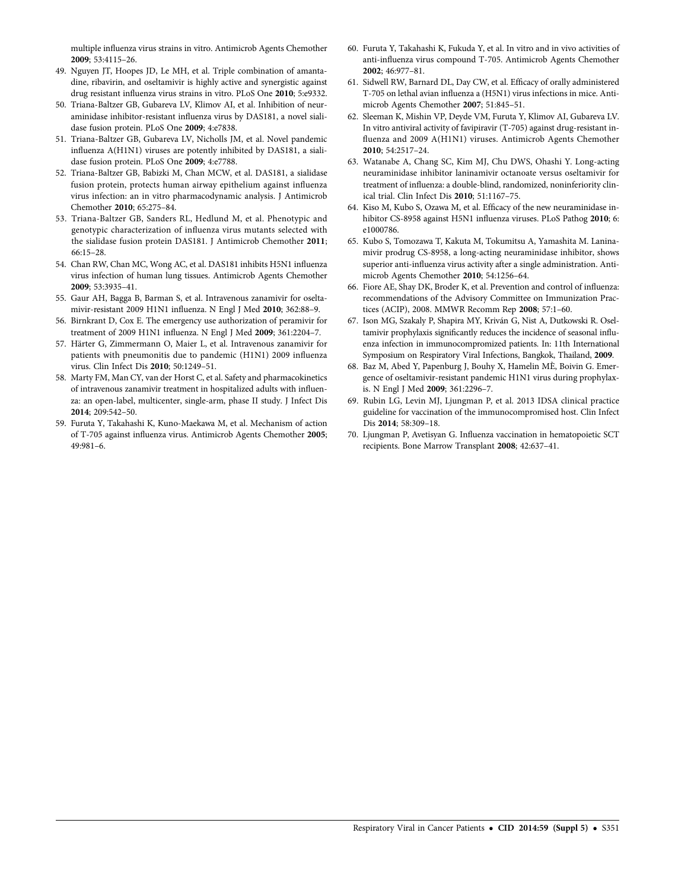multiple influenza virus strains in vitro. Antimicrob Agents Chemother **2009**; 53:4115–26.

49. Nguyen JT, Hoopes JD, Le MH, et al. Triple combination of amantadine, ribavirin, and oseltamivir is highly active and synergistic against drug resistant influenza virus strains in vitro. PLoS One **2010**; 5:e9332.
50. Triana-Baltzer GB, Gubareva LV, Klimov AI, et al. Inhibition of neuraminidase inhibitor-resistant influenza virus by DAS181, a novel sialidase fusion protein. PLoS One **2009**; 4:e7838.
51. Triana-Baltzer GB, Gubareva LV, Nicholls JM, et al. Novel pandemic influenza A(H1N1) viruses are potently inhibited by DAS181, a sialidase fusion protein. PLoS One **2009**; 4:e7788.
52. Triana-Baltzer GB, Babizki M, Chan MCW, et al. DAS181, a sialidase fusion protein, protects human airway epithelium against influenza virus infection: an in vitro pharmacodynamic analysis. J Antimicrob Chemother **2010**; 65:275–84.
53. Triana-Baltzer GB, Sanders RL, Hedlund M, et al. Phenotypic and genotypic characterization of influenza virus mutants selected with the sialidase fusion protein DAS181. J Antimicrob Chemother **2011**; 66:15–28.
54. Chan RW, Chan MC, Wong AC, et al. DAS181 inhibits H5N1 influenza virus infection of human lung tissues. Antimicrob Agents Chemother **2009**; 53:3935–41.
55. Gaur AH, Bagga B, Barman S, et al. Intravenous zanamivir for oseltamivir-resistant 2009 H1N1 influenza. N Engl J Med **2010**; 362:88–9.
56. Birnkrant D, Cox E. The emergency use authorization of peramivir for treatment of 2009 H1N1 influenza. N Engl J Med **2009**; 361:2204–7.
57. Härter G, Zimmermann O, Maier L, et al. Intravenous zanamivir for patients with pneumonitis due to pandemic (H1N1) 2009 influenza virus. Clin Infect Dis **2010**; 50:1249–51.
58. Marty FM, Man CY, van der Horst C, et al. Safety and pharmacokinetics of intravenous zanamivir treatment in hospitalized adults with influenza: an open-label, multicenter, single-arm, phase II study. J Infect Dis **2014**; 209:542–50.
59. Furuta Y, Takahashi K, Kuno-Maekawa M, et al. Mechanism of action of T-705 against influenza virus. Antimicrob Agents Chemother **2005**; 49:981–6.
60. Furuta Y, Takahashi K, Fukuda Y, et al. In vitro and in vivo activities of anti-influenza virus compound T-705. Antimicrob Agents Chemother **2002**; 46:977–81.
61. Sidwell RW, Barnard DL, Day CW, et al. Efficacy of orally administered T-705 on lethal avian influenza a (H5N1) virus infections in mice. Antimicrob Agents Chemother **2007**; 51:845–51.
62. Sleeman K, Mishin VP, Deyde VM, Furuta Y, Klimov AI, Gubareva LV. In vitro antiviral activity of favipiravir (T-705) against drug-resistant influenza and 2009 A(H1N1) viruses. Antimicrob Agents Chemother **2010**; 54:2517–24.
63. Watanabe A, Chang SC, Kim MJ, Chu DWS, Ohashi Y. Long-acting neuraminidase inhibitor laninamivir octanoate versus oseltamivir for treatment of influenza: a double-blind, randomized, noninferiority clinical trial. Clin Infect Dis **2010**; 51:1167–75.
64. Kiso M, Kubo S, Ozawa M, et al. Efficacy of the new neuraminidase inhibitor CS-8958 against H5N1 influenza viruses. PLoS Pathog **2010**; 6: e1000786.
65. Kubo S, Tomozawa T, Kakuta M, Tokumitsu A, Yamashita M. Laninamivir prodrug CS-8958, a long-acting neuraminidase inhibitor, shows superior anti-influenza virus activity after a single administration. Antimicrob Agents Chemother **2010**; 54:1256–64.
66. Fiore AE, Shay DK, Broder K, et al. Prevention and control of influenza: recommendations of the Advisory Committee on Immunization Practices (ACIP), 2008. MMWR Recomm Rep **2008**; 57:1–60.
67. Ison MG, Szakaly P, Shapira MY, Kriván G, Nist A, Dutkowski R. Oseltamivir prophylaxis significantly reduces the incidence of seasonal influenza infection in immunocompromized patients. In: 11th International Symposium on Respiratory Viral Infections, Bangkok, Thailand, **2009**.
68. Baz M, Abed Y, Papenburg J, Bouhy X, Hamelin MÈ, Boivin G. Emergence of oseltamivir-resistant pandemic H1N1 virus during prophylaxis. N Engl J Med **2009**; 361:2296–7.
69. Rubin LG, Levin MJ, Ljungman P, et al. 2013 IDSA clinical practice guideline for vaccination of the immunocompromised host. Clin Infect Dis **2014**; 58:309–18.
70. Ljungman P, Avetisyan G. Influenza vaccination in hematopoietic SCT recipients. Bone Marrow Transplant **2008**; 42:637–41.